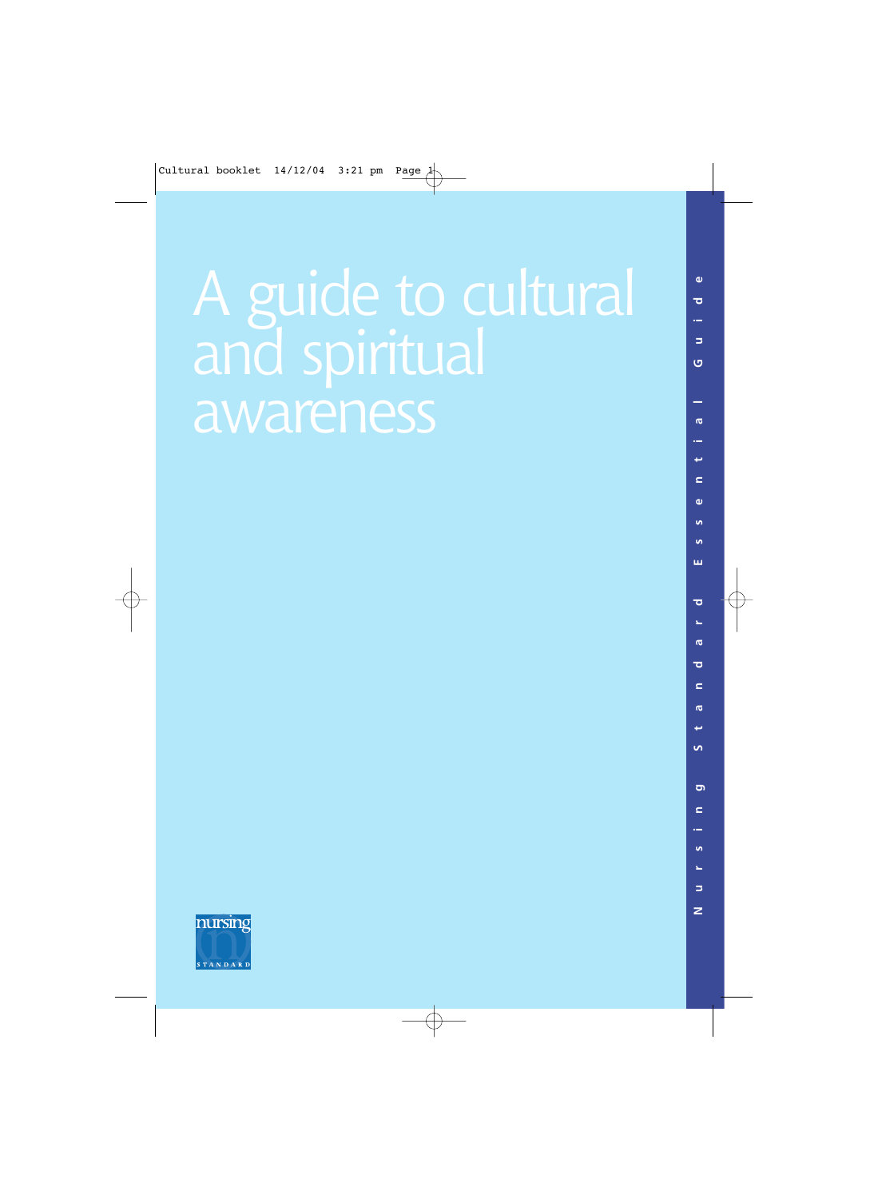# A guide to cultural and spiritual awareness

Nursing Standard Essential Guide

nursing STANDARD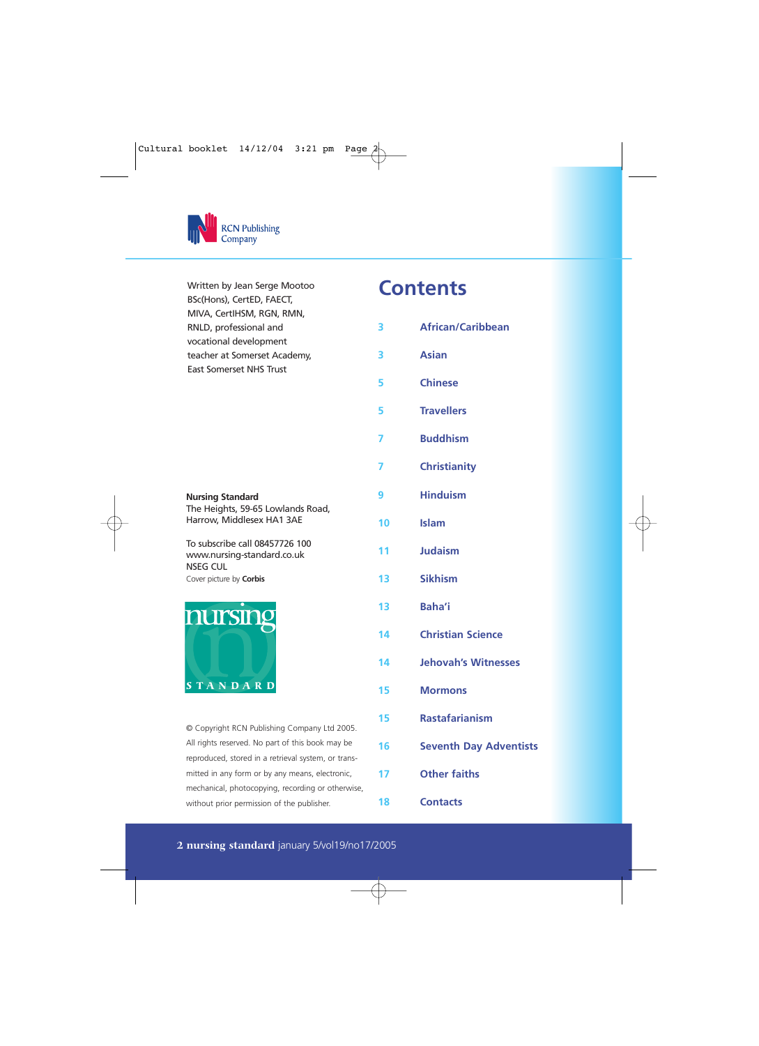RCN Publishing Company

Written by Jean Serge Mootoo BSc(Hons), CertED, FAECT, MIVA, CertIHSM, RGN, RMN, RNLD, professional and vocational development teacher at Somerset Academy, East Somerset NHS Trust

**Nursing Standard**
The Heights, 59-65 Lowlands Road, Harrow, Middlesex HA1 3AE

To subscribe call 08457726 100
www.nursing-standard.co.uk
NSEG CUL
Cover picture by **Corbis**

© Copyright RCN Publishing Company Ltd 2005. All rights reserved. No part of this book may be reproduced, stored in a retrieval system, or transmitted in any form or by any means, electronic, mechanical, photocopying, recording or otherwise, without prior permission of the publisher.

# Contents

| | |
|---|---|
| 3 | African/Caribbean |
| 3 | Asian |
| 5 | Chinese |
| 5 | Travellers |
| 7 | Buddhism |
| 7 | Christianity |
| 9 | Hinduism |
| 10 | Islam |
| 11 | Judaism |
| 13 | Sikhism |
| 13 | Baha'i |
| 14 | Christian Science |
| 14 | Jehovah's Witnesses |
| 15 | Mormons |
| 15 | Rastafarianism |
| 16 | Seventh Day Adventists |
| 17 | Other faiths |
| 18 | Contacts |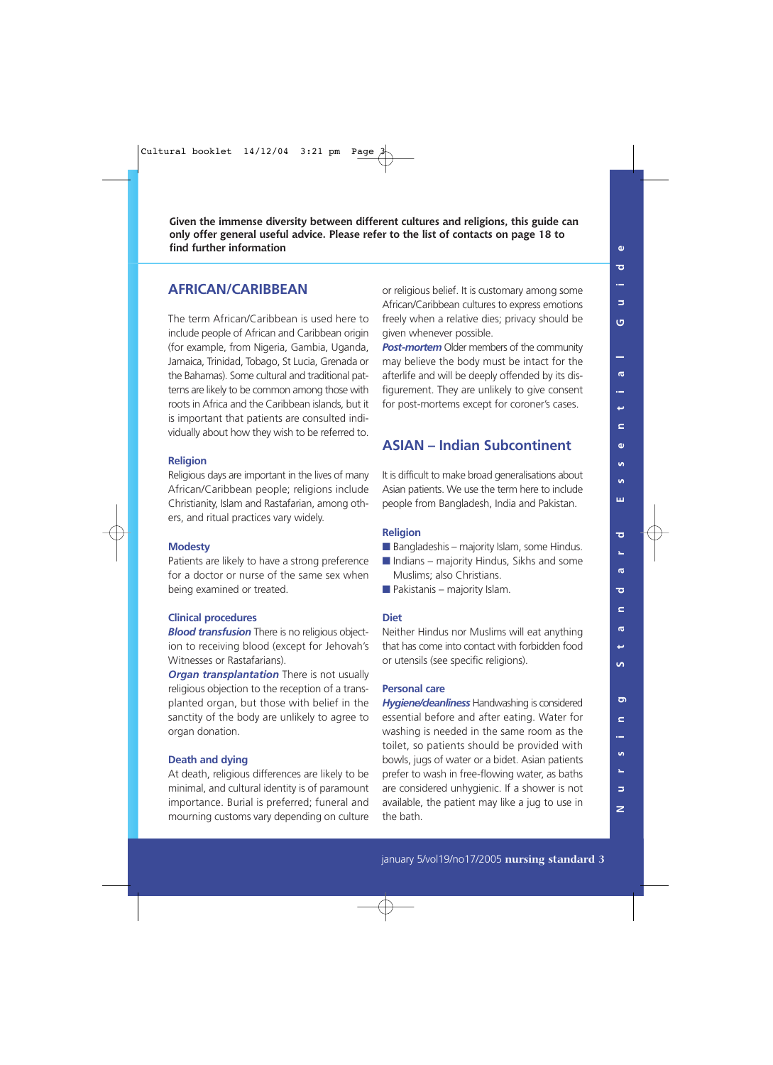**Given the immense diversity between different cultures and religions, this guide can only offer general useful advice. Please refer to the list of contacts on page 18 to find further information**

## AFRICAN/CARIBBEAN

The term African/Caribbean is used here to include people of African and Caribbean origin (for example, from Nigeria, Gambia, Uganda, Jamaica, Trinidad, Tobago, St Lucia, Grenada or the Bahamas). Some cultural and traditional patterns are likely to be common among those with roots in Africa and the Caribbean islands, but it is important that patients are consulted individually about how they wish to be referred to.

### Religion

Religious days are important in the lives of many African/Caribbean people; religions include Christianity, Islam and Rastafarian, among others, and ritual practices vary widely.

### Modesty

Patients are likely to have a strong preference for a doctor or nurse of the same sex when being examined or treated.

### Clinical procedures

***Blood transfusion*** There is no religious objection to receiving blood (except for Jehovah's Witnesses or Rastafarians).

***Organ transplantation*** There is not usually religious objection to the reception of a transplanted organ, but those with belief in the sanctity of the body are unlikely to agree to organ donation.

### Death and dying

At death, religious differences are likely to be minimal, and cultural identity is of paramount importance. Burial is preferred; funeral and mourning customs vary depending on culture or religious belief. It is customary among some African/Caribbean cultures to express emotions freely when a relative dies; privacy should be given whenever possible.

***Post-mortem*** Older members of the community may believe the body must be intact for the afterlife and will be deeply offended by its disfigurement. They are unlikely to give consent for post-mortems except for coroner's cases.

## ASIAN – Indian Subcontinent

It is difficult to make broad generalisations about Asian patients. We use the term here to include people from Bangladesh, India and Pakistan.

### Religion

- Bangladeshis – majority Islam, some Hindus.
- Indians – majority Hindus, Sikhs and some Muslims; also Christians.
- Pakistanis – majority Islam.

### Diet

Neither Hindus nor Muslims will eat anything that has come into contact with forbidden food or utensils (see specific religions).

### Personal care

***Hygiene/cleanliness*** Handwashing is considered essential before and after eating. Water for washing is needed in the same room as the toilet, so patients should be provided with bowls, jugs of water or a bidet. Asian patients prefer to wash in free-flowing water, as baths are considered unhygienic. If a shower is not available, the patient may like a jug to use in the bath.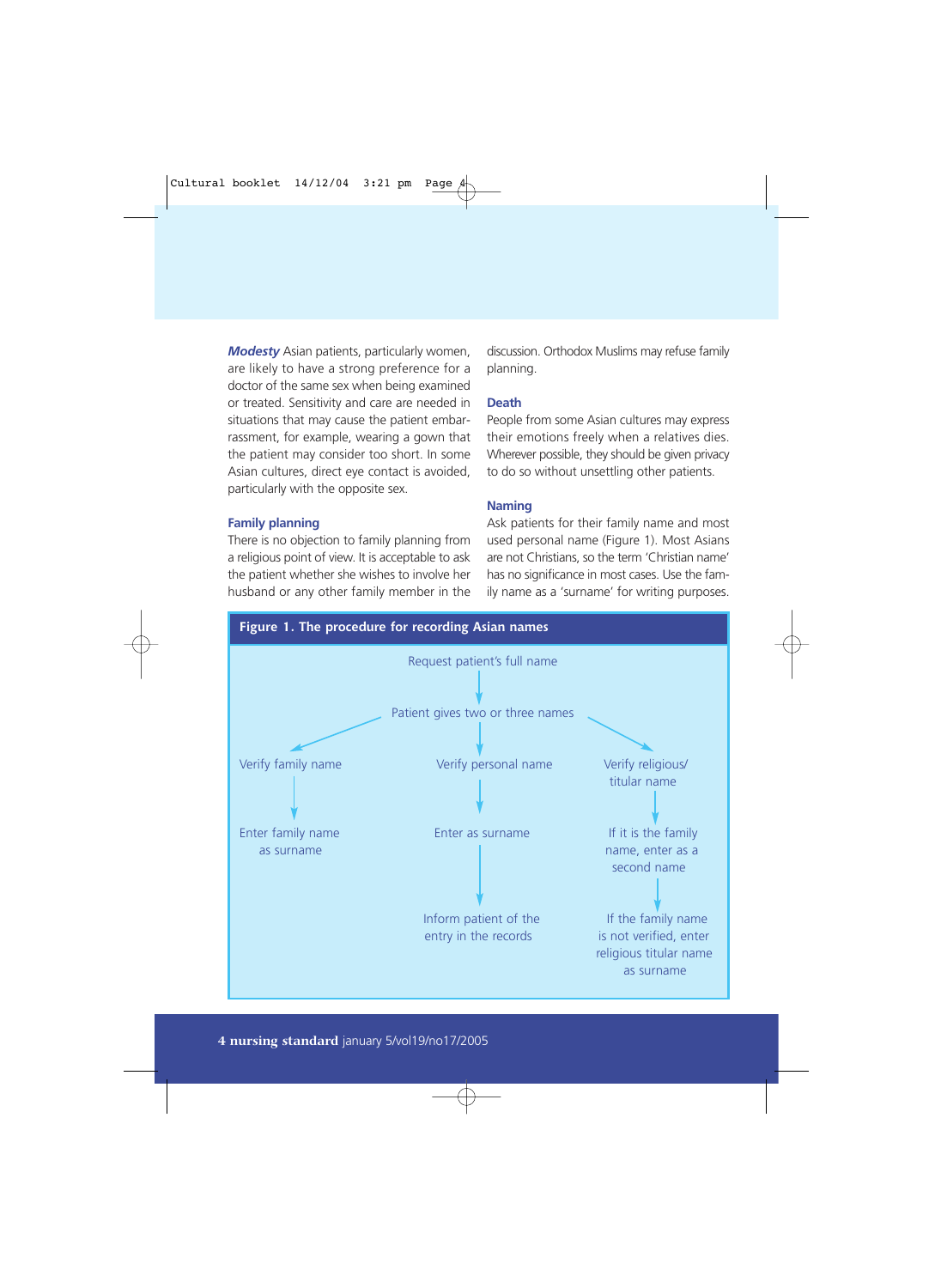***Modesty*** Asian patients, particularly women, are likely to have a strong preference for a doctor of the same sex when being examined or treated. Sensitivity and care are needed in situations that may cause the patient embarrassment, for example, wearing a gown that the patient may consider too short. In some Asian cultures, direct eye contact is avoided, particularly with the opposite sex.

### Family planning

There is no objection to family planning from a religious point of view. It is acceptable to ask the patient whether she wishes to involve her husband or any other family member in the discussion. Orthodox Muslims may refuse family planning.

### Death

People from some Asian cultures may express their emotions freely when a relatives dies. Wherever possible, they should be given privacy to do so without unsettling other patients.

### Naming

Ask patients for their family name and most used personal name (Figure 1). Most Asians are not Christians, so the term 'Christian name' has no significance in most cases. Use the family name as a 'surname' for writing purposes.

**Figure 1. The procedure for recording Asian names**

- Request patient's full name
  - Patient gives two or three names
    - Verify family name → Enter family name as surname
    - Verify personal name → Enter as surname → Inform patient of the entry in the records
    - Verify religious/titular name → If it is the family name, enter as a second name → If the family name is not verified, enter religious titular name as surname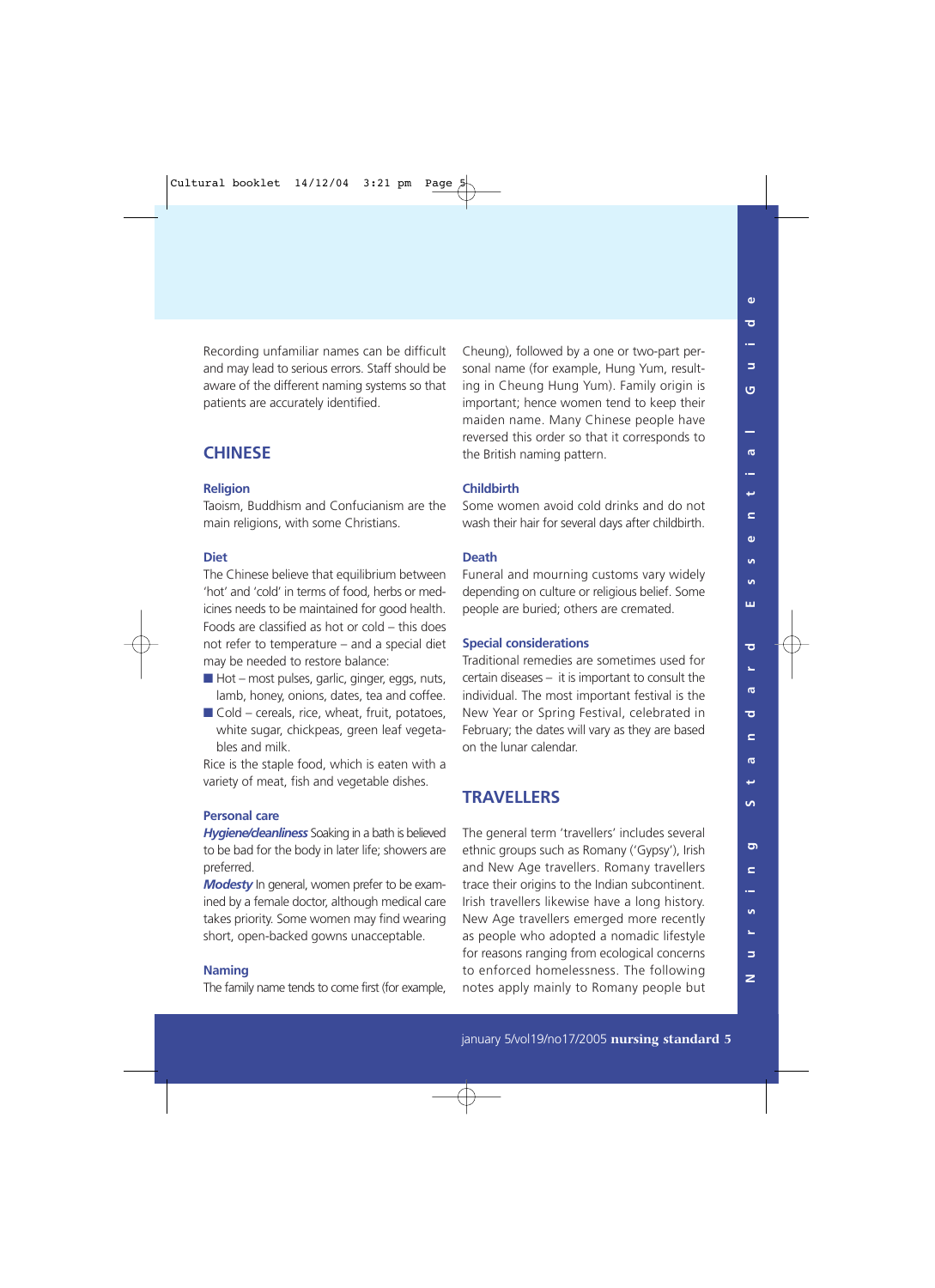Recording unfamiliar names can be difficult and may lead to serious errors. Staff should be aware of the different naming systems so that patients are accurately identified.

## CHINESE

### Religion

Taoism, Buddhism and Confucianism are the main religions, with some Christians.

### Diet

The Chinese believe that equilibrium between 'hot' and 'cold' in terms of food, herbs or medicines needs to be maintained for good health. Foods are classified as hot or cold – this does not refer to temperature – and a special diet may be needed to restore balance:

- Hot – most pulses, garlic, ginger, eggs, nuts, lamb, honey, onions, dates, tea and coffee.
- Cold – cereals, rice, wheat, fruit, potatoes, white sugar, chickpeas, green leaf vegetables and milk.

Rice is the staple food, which is eaten with a variety of meat, fish and vegetable dishes.

### Personal care

***Hygiene/cleanliness*** Soaking in a bath is believed to be bad for the body in later life; showers are preferred.

***Modesty*** In general, women prefer to be examined by a female doctor, although medical care takes priority. Some women may find wearing short, open-backed gowns unacceptable.

### Naming

The family name tends to come first (for example, Cheung), followed by a one or two-part personal name (for example, Hung Yum, resulting in Cheung Hung Yum). Family origin is important; hence women tend to keep their maiden name. Many Chinese people have reversed this order so that it corresponds to the British naming pattern.

### Childbirth

Some women avoid cold drinks and do not wash their hair for several days after childbirth.

### Death

Funeral and mourning customs vary widely depending on culture or religious belief. Some people are buried; others are cremated.

### Special considerations

Traditional remedies are sometimes used for certain diseases – it is important to consult the individual. The most important festival is the New Year or Spring Festival, celebrated in February; the dates will vary as they are based on the lunar calendar.

## TRAVELLERS

The general term 'travellers' includes several ethnic groups such as Romany ('Gypsy'), Irish and New Age travellers. Romany travellers trace their origins to the Indian subcontinent. Irish travellers likewise have a long history. New Age travellers emerged more recently as people who adopted a nomadic lifestyle for reasons ranging from ecological concerns to enforced homelessness. The following notes apply mainly to Romany people but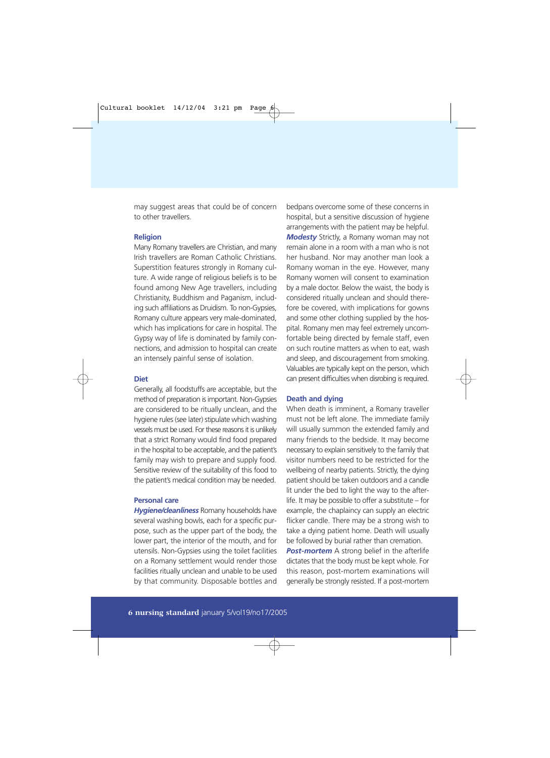may suggest areas that could be of concern to other travellers.

### Religion

Many Romany travellers are Christian, and many Irish travellers are Roman Catholic Christians. Superstition features strongly in Romany culture. A wide range of religious beliefs is to be found among New Age travellers, including Christianity, Buddhism and Paganism, including such affiliations as Druidism. To non-Gypsies, Romany culture appears very male-dominated, which has implications for care in hospital. The Gypsy way of life is dominated by family connections, and admission to hospital can create an intensely painful sense of isolation.

### Diet

Generally, all foodstuffs are acceptable, but the method of preparation is important. Non-Gypsies are considered to be ritually unclean, and the hygiene rules (see later) stipulate which washing vessels must be used. For these reasons it is unlikely that a strict Romany would find food prepared in the hospital to be acceptable, and the patient's family may wish to prepare and supply food. Sensitive review of the suitability of this food to the patient's medical condition may be needed.

### Personal care

***Hygiene/cleanliness*** Romany households have several washing bowls, each for a specific purpose, such as the upper part of the body, the lower part, the interior of the mouth, and for utensils. Non-Gypsies using the toilet facilities on a Romany settlement would render those facilities ritually unclean and unable to be used by that community. Disposable bottles and bedpans overcome some of these concerns in hospital, but a sensitive discussion of hygiene arrangements with the patient may be helpful.

***Modesty*** Strictly, a Romany woman may not remain alone in a room with a man who is not her husband. Nor may another man look a Romany woman in the eye. However, many Romany women will consent to examination by a male doctor. Below the waist, the body is considered ritually unclean and should therefore be covered, with implications for gowns and some other clothing supplied by the hospital. Romany men may feel extremely uncomfortable being directed by female staff, even on such routine matters as when to eat, wash and sleep, and discouragement from smoking. Valuables are typically kept on the person, which can present difficulties when disrobing is required.

### Death and dying

When death is imminent, a Romany traveller must not be left alone. The immediate family will usually summon the extended family and many friends to the bedside. It may become necessary to explain sensitively to the family that visitor numbers need to be restricted for the wellbeing of nearby patients. Strictly, the dying patient should be taken outdoors and a candle lit under the bed to light the way to the afterlife. It may be possible to offer a substitute – for example, the chaplaincy can supply an electric flicker candle. There may be a strong wish to take a dying patient home. Death will usually be followed by burial rather than cremation.

***Post-mortem*** A strong belief in the afterlife dictates that the body must be kept whole. For this reason, post-mortem examinations will generally be strongly resisted. If a post-mortem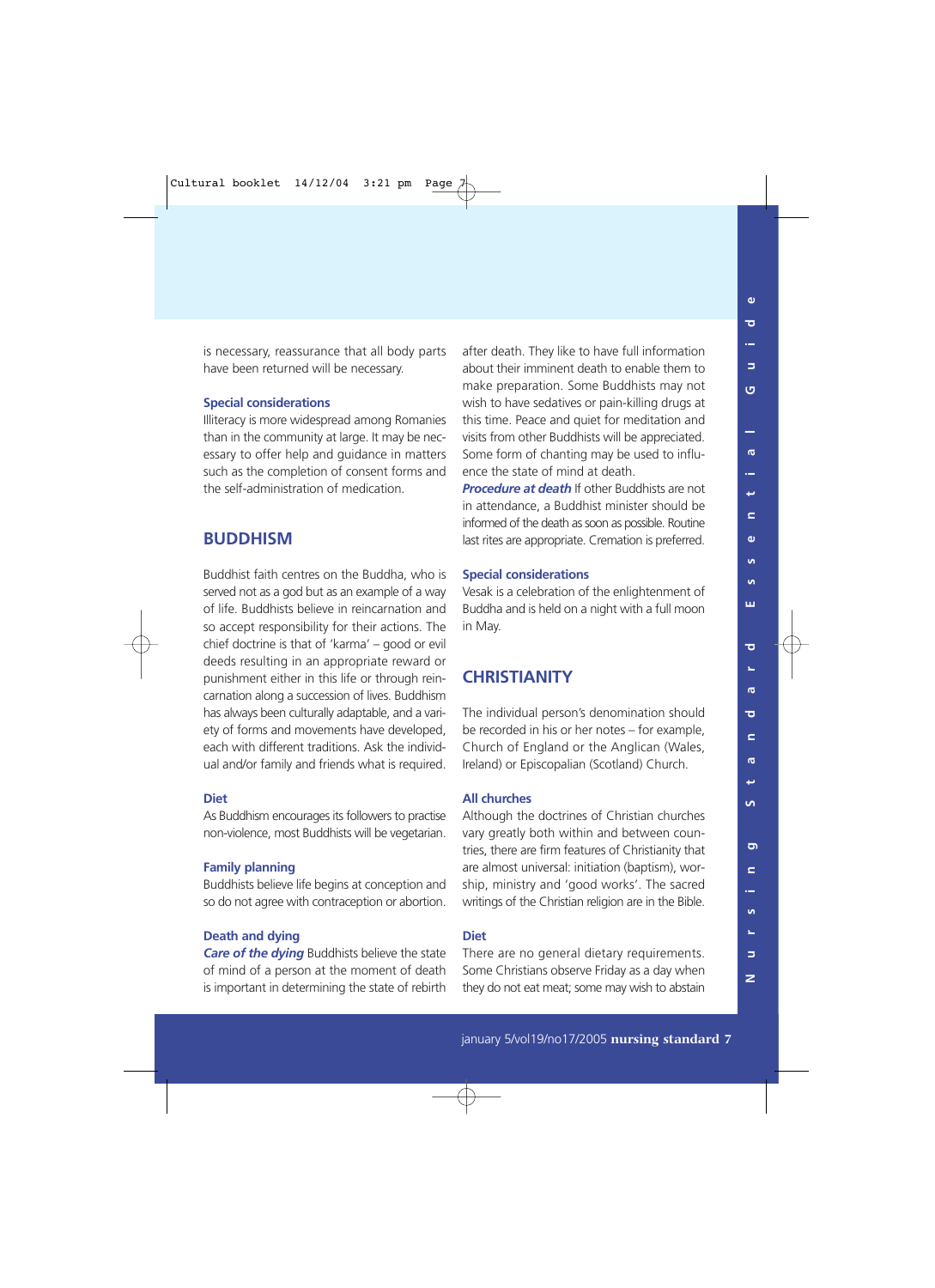is necessary, reassurance that all body parts have been returned will be necessary.

### Special considerations

Illiteracy is more widespread among Romanies than in the community at large. It may be necessary to offer help and guidance in matters such as the completion of consent forms and the self-administration of medication.

## BUDDHISM

Buddhist faith centres on the Buddha, who is served not as a god but as an example of a way of life. Buddhists believe in reincarnation and so accept responsibility for their actions. The chief doctrine is that of 'karma' – good or evil deeds resulting in an appropriate reward or punishment either in this life or through reincarnation along a succession of lives. Buddhism has always been culturally adaptable, and a variety of forms and movements have developed, each with different traditions. Ask the individual and/or family and friends what is required.

### Diet

As Buddhism encourages its followers to practise non-violence, most Buddhists will be vegetarian.

### Family planning

Buddhists believe life begins at conception and so do not agree with contraception or abortion.

### Death and dying

***Care of the dying*** Buddhists believe the state of mind of a person at the moment of death is important in determining the state of rebirth after death. They like to have full information about their imminent death to enable them to make preparation. Some Buddhists may not wish to have sedatives or pain-killing drugs at this time. Peace and quiet for meditation and visits from other Buddhists will be appreciated. Some form of chanting may be used to influence the state of mind at death.

***Procedure at death*** If other Buddhists are not in attendance, a Buddhist minister should be informed of the death as soon as possible. Routine last rites are appropriate. Cremation is preferred.

### Special considerations

Vesak is a celebration of the enlightenment of Buddha and is held on a night with a full moon in May.

## CHRISTIANITY

The individual person's denomination should be recorded in his or her notes – for example, Church of England or the Anglican (Wales, Ireland) or Episcopalian (Scotland) Church.

### All churches

Although the doctrines of Christian churches vary greatly both within and between countries, there are firm features of Christianity that are almost universal: initiation (baptism), worship, ministry and 'good works'. The sacred writings of the Christian religion are in the Bible.

### Diet

There are no general dietary requirements. Some Christians observe Friday as a day when they do not eat meat; some may wish to abstain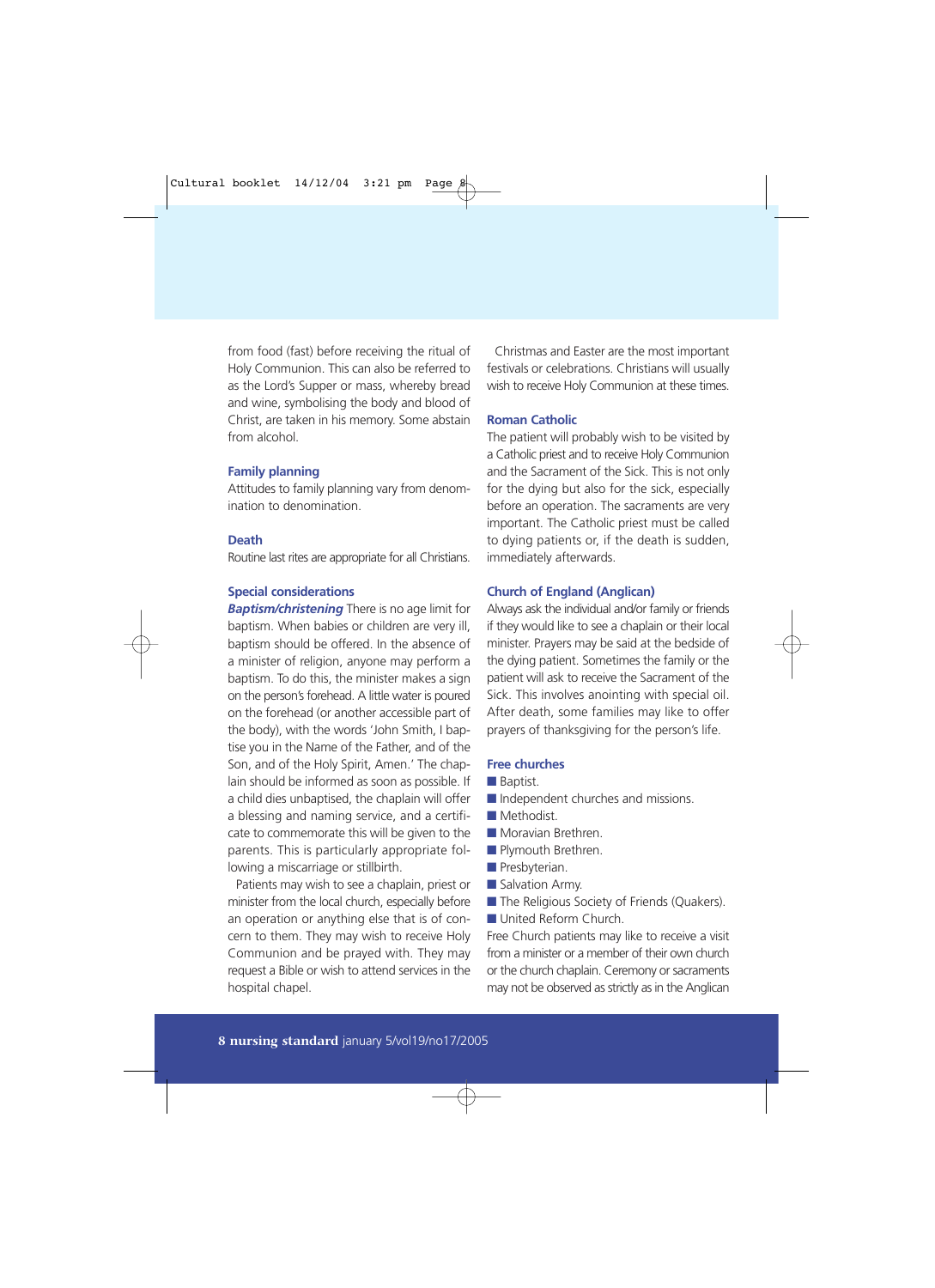from food (fast) before receiving the ritual of Holy Communion. This can also be referred to as the Lord's Supper or mass, whereby bread and wine, symbolising the body and blood of Christ, are taken in his memory. Some abstain from alcohol.

### Family planning

Attitudes to family planning vary from denomination to denomination.

### Death

Routine last rites are appropriate for all Christians.

### Special considerations

***Baptism/christening*** There is no age limit for baptism. When babies or children are very ill, baptism should be offered. In the absence of a minister of religion, anyone may perform a baptism. To do this, the minister makes a sign on the person's forehead. A little water is poured on the forehead (or another accessible part of the body), with the words 'John Smith, I baptise you in the Name of the Father, and of the Son, and of the Holy Spirit, Amen.' The chaplain should be informed as soon as possible. If a child dies unbaptised, the chaplain will offer a blessing and naming service, and a certificate to commemorate this will be given to the parents. This is particularly appropriate following a miscarriage or stillbirth.

Patients may wish to see a chaplain, priest or minister from the local church, especially before an operation or anything else that is of concern to them. They may wish to receive Holy Communion and be prayed with. They may request a Bible or wish to attend services in the hospital chapel.

Christmas and Easter are the most important festivals or celebrations. Christians will usually wish to receive Holy Communion at these times.

### Roman Catholic

The patient will probably wish to be visited by a Catholic priest and to receive Holy Communion and the Sacrament of the Sick. This is not only for the dying but also for the sick, especially before an operation. The sacraments are very important. The Catholic priest must be called to dying patients or, if the death is sudden, immediately afterwards.

### Church of England (Anglican)

Always ask the individual and/or family or friends if they would like to see a chaplain or their local minister. Prayers may be said at the bedside of the dying patient. Sometimes the family or the patient will ask to receive the Sacrament of the Sick. This involves anointing with special oil. After death, some families may like to offer prayers of thanksgiving for the person's life.

### Free churches

- Baptist.
- Independent churches and missions.
- Methodist.
- Moravian Brethren.
- Plymouth Brethren.
- Presbyterian.
- Salvation Army.
- The Religious Society of Friends (Quakers).
- United Reform Church.

Free Church patients may like to receive a visit from a minister or a member of their own church or the church chaplain. Ceremony or sacraments may not be observed as strictly as in the Anglican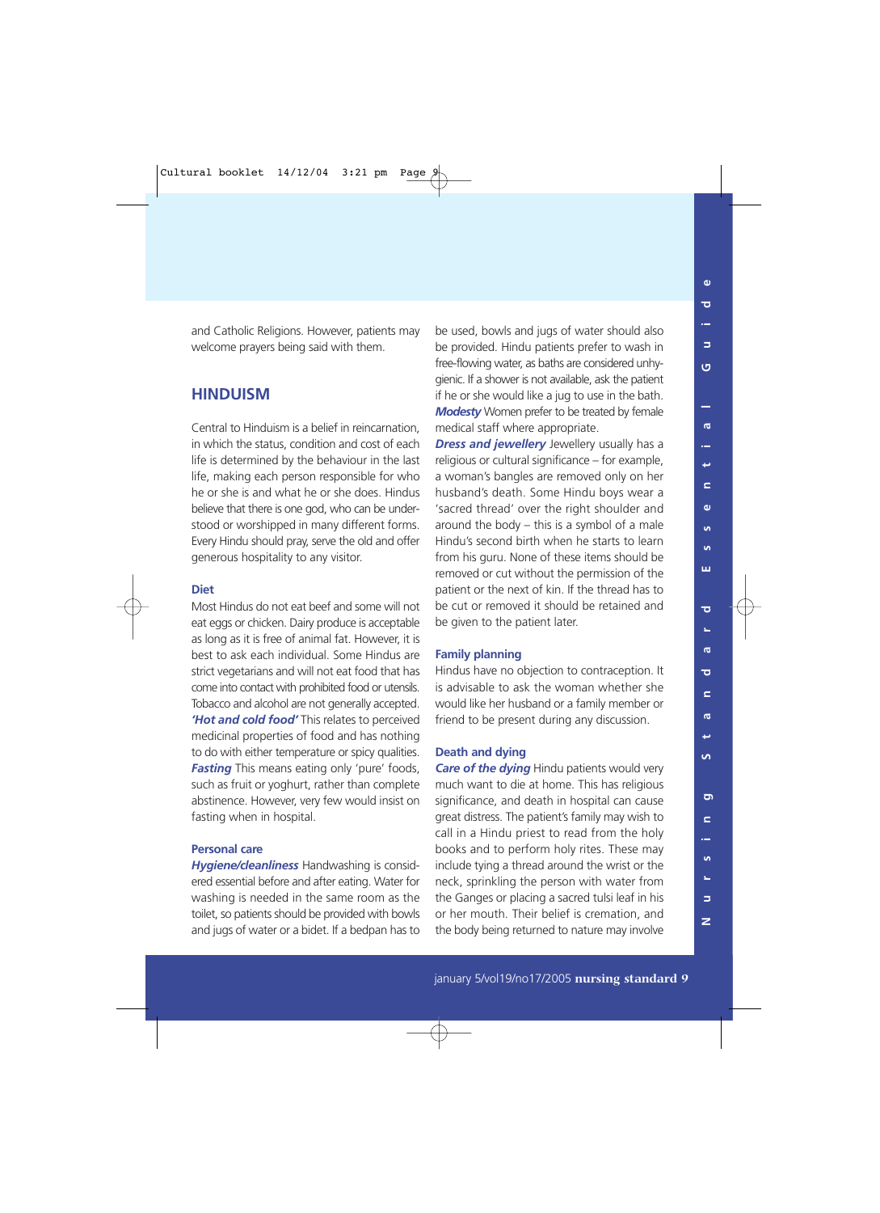and Catholic Religions. However, patients may welcome prayers being said with them.

## HINDUISM

Central to Hinduism is a belief in reincarnation, in which the status, condition and cost of each life is determined by the behaviour in the last life, making each person responsible for who he or she is and what he or she does. Hindus believe that there is one god, who can be understood or worshipped in many different forms. Every Hindu should pray, serve the old and offer generous hospitality to any visitor.

### Diet

Most Hindus do not eat beef and some will not eat eggs or chicken. Dairy produce is acceptable as long as it is free of animal fat. However, it is best to ask each individual. Some Hindus are strict vegetarians and will not eat food that has come into contact with prohibited food or utensils. Tobacco and alcohol are not generally accepted.

***'Hot and cold food'*** This relates to perceived medicinal properties of food and has nothing to do with either temperature or spicy qualities.

***Fasting*** This means eating only 'pure' foods, such as fruit or yoghurt, rather than complete abstinence. However, very few would insist on fasting when in hospital.

### Personal care

***Hygiene/cleanliness*** Handwashing is considered essential before and after eating. Water for washing is needed in the same room as the toilet, so patients should be provided with bowls and jugs of water or a bidet. If a bedpan has to be used, bowls and jugs of water should also be provided. Hindu patients prefer to wash in free-flowing water, as baths are considered unhygienic. If a shower is not available, ask the patient if he or she would like a jug to use in the bath.

***Modesty*** Women prefer to be treated by female medical staff where appropriate.

***Dress and jewellery*** Jewellery usually has a religious or cultural significance – for example, a woman's bangles are removed only on her husband's death. Some Hindu boys wear a 'sacred thread' over the right shoulder and around the body – this is a symbol of a male Hindu's second birth when he starts to learn from his guru. None of these items should be removed or cut without the permission of the patient or the next of kin. If the thread has to be cut or removed it should be retained and be given to the patient later.

### Family planning

Hindus have no objection to contraception. It is advisable to ask the woman whether she would like her husband or a family member or friend to be present during any discussion.

### Death and dying

***Care of the dying*** Hindu patients would very much want to die at home. This has religious significance, and death in hospital can cause great distress. The patient's family may wish to call in a Hindu priest to read from the holy books and to perform holy rites. These may include tying a thread around the wrist or the neck, sprinkling the person with water from the Ganges or placing a sacred tulsi leaf in his or her mouth. Their belief is cremation, and the body being returned to nature may involve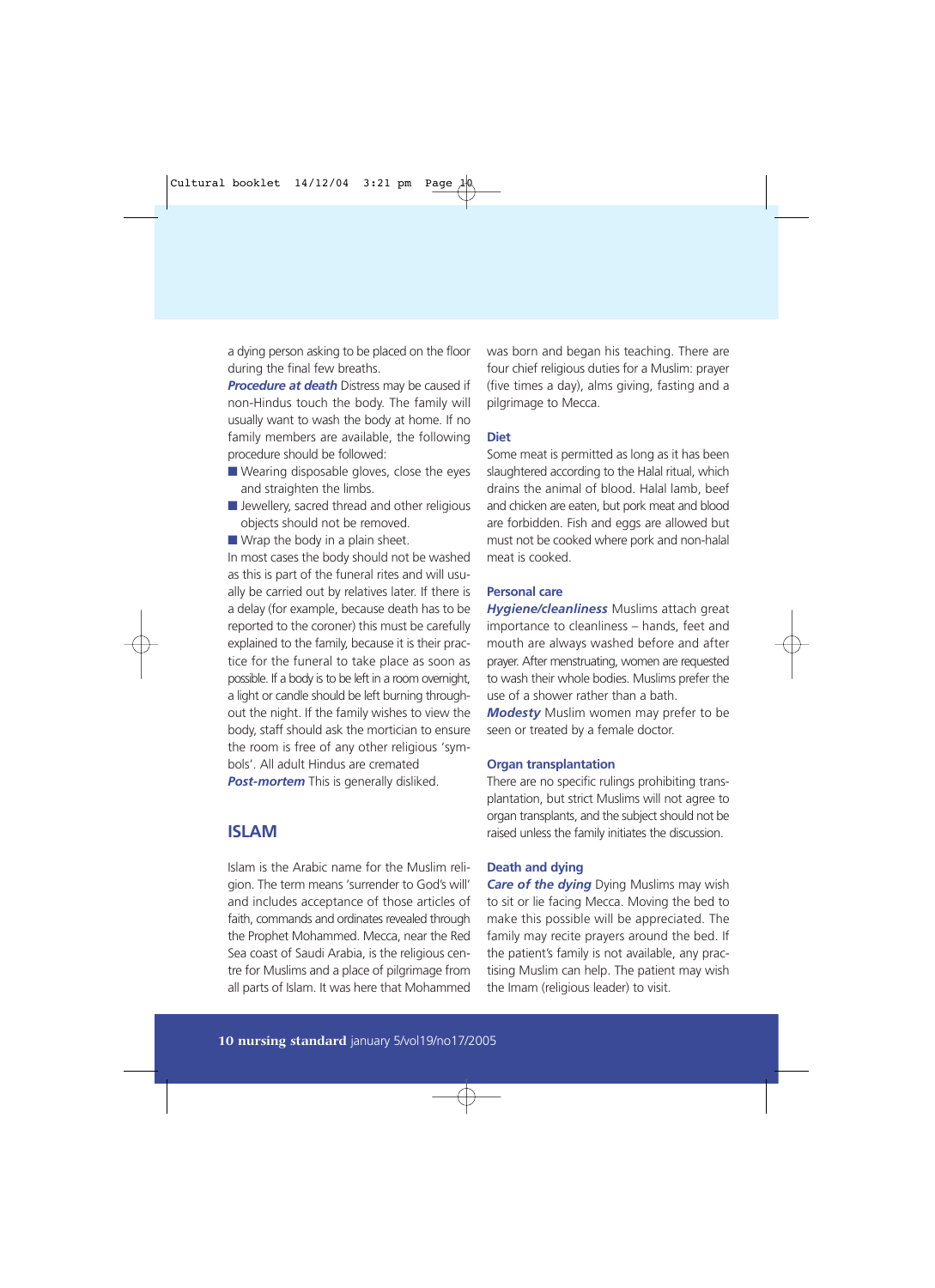a dying person asking to be placed on the floor during the final few breaths.

***Procedure at death*** Distress may be caused if non-Hindus touch the body. The family will usually want to wash the body at home. If no family members are available, the following procedure should be followed:

- Wearing disposable gloves, close the eyes and straighten the limbs.
- Jewellery, sacred thread and other religious objects should not be removed.
- Wrap the body in a plain sheet.

In most cases the body should not be washed as this is part of the funeral rites and will usually be carried out by relatives later. If there is a delay (for example, because death has to be reported to the coroner) this must be carefully explained to the family, because it is their practice for the funeral to take place as soon as possible. If a body is to be left in a room overnight, a light or candle should be left burning throughout the night. If the family wishes to view the body, staff should ask the mortician to ensure the room is free of any other religious 'symbols'. All adult Hindus are cremated

***Post-mortem*** This is generally disliked.

## ISLAM

Islam is the Arabic name for the Muslim religion. The term means 'surrender to God's will' and includes acceptance of those articles of faith, commands and ordinates revealed through the Prophet Mohammed. Mecca, near the Red Sea coast of Saudi Arabia, is the religious centre for Muslims and a place of pilgrimage from all parts of Islam. It was here that Mohammed was born and began his teaching. There are four chief religious duties for a Muslim: prayer (five times a day), alms giving, fasting and a pilgrimage to Mecca.

### Diet

Some meat is permitted as long as it has been slaughtered according to the Halal ritual, which drains the animal of blood. Halal lamb, beef and chicken are eaten, but pork meat and blood are forbidden. Fish and eggs are allowed but must not be cooked where pork and non-halal meat is cooked.

### Personal care

***Hygiene/cleanliness*** Muslims attach great importance to cleanliness – hands, feet and mouth are always washed before and after prayer. After menstruating, women are requested to wash their whole bodies. Muslims prefer the use of a shower rather than a bath.

***Modesty*** Muslim women may prefer to be seen or treated by a female doctor.

### Organ transplantation

There are no specific rulings prohibiting transplantation, but strict Muslims will not agree to organ transplants, and the subject should not be raised unless the family initiates the discussion.

### Death and dying

***Care of the dying*** Dying Muslims may wish to sit or lie facing Mecca. Moving the bed to make this possible will be appreciated. The family may recite prayers around the bed. If the patient's family is not available, any practising Muslim can help. The patient may wish the Imam (religious leader) to visit.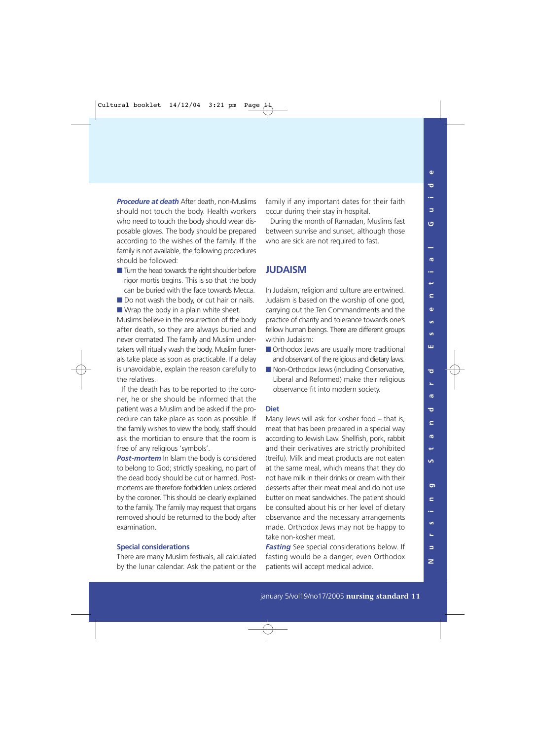***Procedure at death*** After death, non-Muslims should not touch the body. Health workers who need to touch the body should wear disposable gloves. The body should be prepared according to the wishes of the family. If the family is not available, the following procedures should be followed:

- Turn the head towards the right shoulder before rigor mortis begins. This is so that the body can be buried with the face towards Mecca.
- Do not wash the body, or cut hair or nails.
- Wrap the body in a plain white sheet.

Muslims believe in the resurrection of the body after death, so they are always buried and never cremated. The family and Muslim undertakers will ritually wash the body. Muslim funerals take place as soon as practicable. If a delay is unavoidable, explain the reason carefully to the relatives.

If the death has to be reported to the coroner, he or she should be informed that the patient was a Muslim and be asked if the procedure can take place as soon as possible. If the family wishes to view the body, staff should ask the mortician to ensure that the room is free of any religious 'symbols'.

***Post-mortem*** In Islam the body is considered to belong to God; strictly speaking, no part of the dead body should be cut or harmed. Post-mortems are therefore forbidden unless ordered by the coroner. This should be clearly explained to the family. The family may request that organs removed should be returned to the body after examination.

### Special considerations

There are many Muslim festivals, all calculated by the lunar calendar. Ask the patient or the family if any important dates for their faith occur during their stay in hospital.

During the month of Ramadan, Muslims fast between sunrise and sunset, although those who are sick are not required to fast.

## JUDAISM

In Judaism, religion and culture are entwined. Judaism is based on the worship of one god, carrying out the Ten Commandments and the practice of charity and tolerance towards one's fellow human beings. There are different groups within Judaism:

- Orthodox Jews are usually more traditional and observant of the religious and dietary laws.
- Non-Orthodox Jews (including Conservative, Liberal and Reformed) make their religious observance fit into modern society.

### Diet

Many Jews will ask for kosher food – that is, meat that has been prepared in a special way according to Jewish Law. Shellfish, pork, rabbit and their derivatives are strictly prohibited (treifu). Milk and meat products are not eaten at the same meal, which means that they do not have milk in their drinks or cream with their desserts after their meat meal and do not use butter on meat sandwiches. The patient should be consulted about his or her level of dietary observance and the necessary arrangements made. Orthodox Jews may not be happy to take non-kosher meat.

***Fasting*** See special considerations below. If fasting would be a danger, even Orthodox patients will accept medical advice.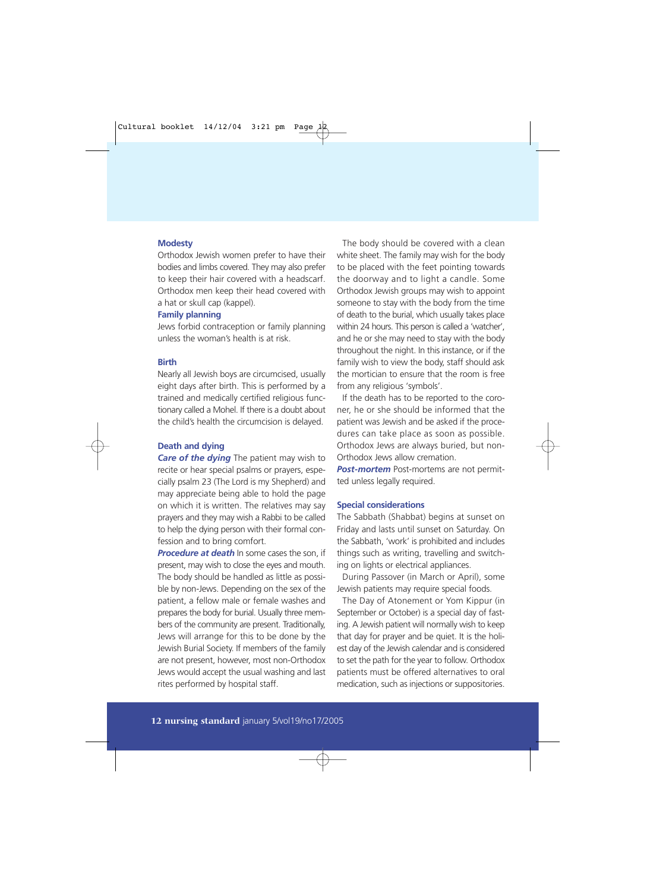## Modesty

Orthodox Jewish women prefer to have their bodies and limbs covered. They may also prefer to keep their hair covered with a headscarf. Orthodox men keep their head covered with a hat or skull cap (kappel).

## Family planning

Jews forbid contraception or family planning unless the woman's health is at risk.

## Birth

Nearly all Jewish boys are circumcised, usually eight days after birth. This is performed by a trained and medically certified religious functionary called a Mohel. If there is a doubt about the child's health the circumcision is delayed.

## Death and dying

***Care of the dying*** The patient may wish to recite or hear special psalms or prayers, especially psalm 23 (The Lord is my Shepherd) and may appreciate being able to hold the page on which it is written. The relatives may say prayers and they may wish a Rabbi to be called to help the dying person with their formal confession and to bring comfort.

***Procedure at death*** In some cases the son, if present, may wish to close the eyes and mouth. The body should be handled as little as possible by non-Jews. Depending on the sex of the patient, a fellow male or female washes and prepares the body for burial. Usually three members of the community are present. Traditionally, Jews will arrange for this to be done by the Jewish Burial Society. If members of the family are not present, however, most non-Orthodox Jews would accept the usual washing and last rites performed by hospital staff.

The body should be covered with a clean white sheet. The family may wish for the body to be placed with the feet pointing towards the doorway and to light a candle. Some Orthodox Jewish groups may wish to appoint someone to stay with the body from the time of death to the burial, which usually takes place within 24 hours. This person is called a 'watcher', and he or she may need to stay with the body throughout the night. In this instance, or if the family wish to view the body, staff should ask the mortician to ensure that the room is free from any religious 'symbols'.

If the death has to be reported to the coroner, he or she should be informed that the patient was Jewish and be asked if the procedures can take place as soon as possible. Orthodox Jews are always buried, but non-Orthodox Jews allow cremation.

***Post-mortem*** Post-mortems are not permitted unless legally required.

## Special considerations

The Sabbath (Shabbat) begins at sunset on Friday and lasts until sunset on Saturday. On the Sabbath, 'work' is prohibited and includes things such as writing, travelling and switching on lights or electrical appliances.

During Passover (in March or April), some Jewish patients may require special foods.

The Day of Atonement or Yom Kippur (in September or October) is a special day of fasting. A Jewish patient will normally wish to keep that day for prayer and be quiet. It is the holiest day of the Jewish calendar and is considered to set the path for the year to follow. Orthodox patients must be offered alternatives to oral medication, such as injections or suppositories.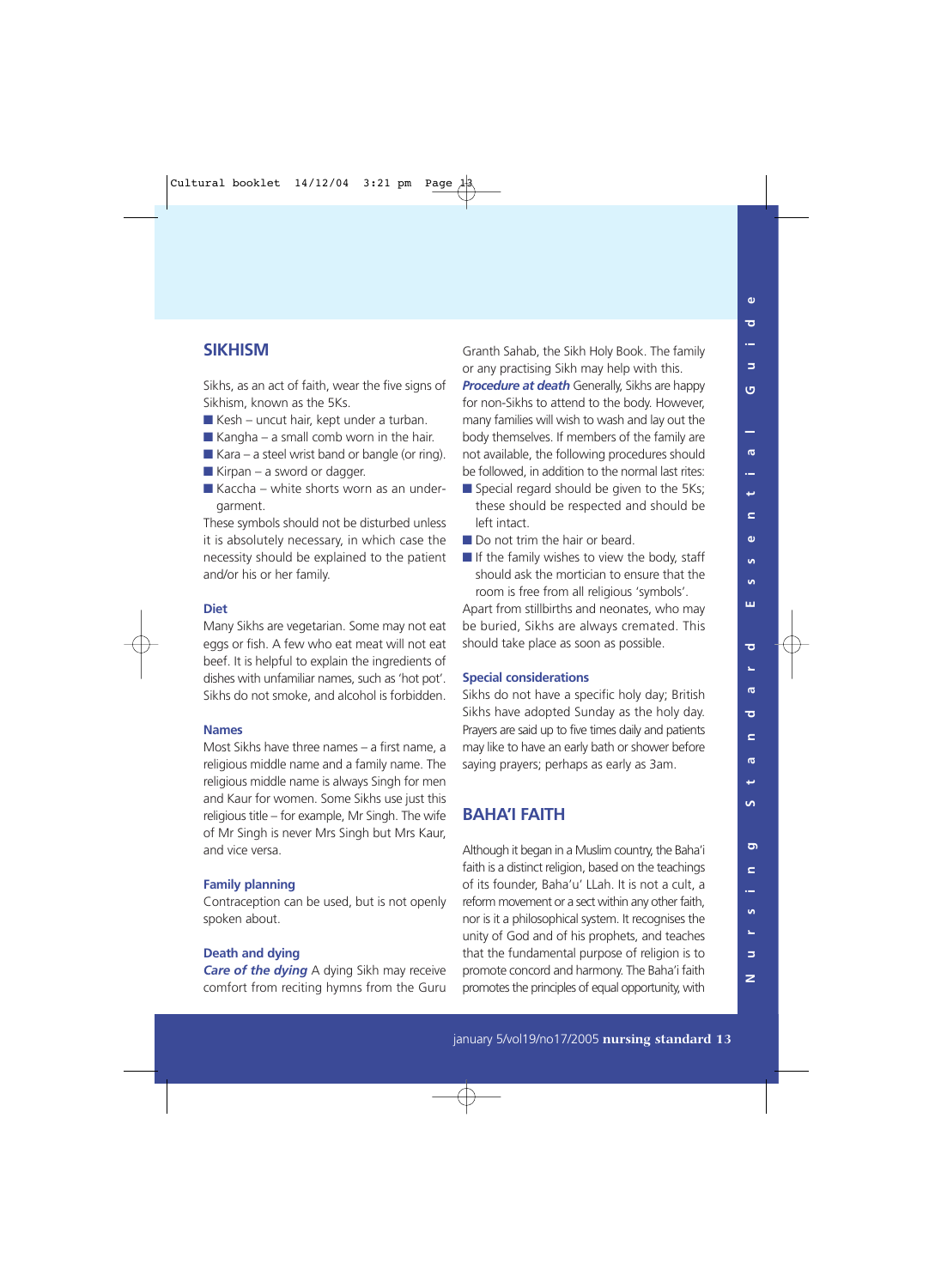## SIKHISM

Sikhs, as an act of faith, wear the five signs of Sikhism, known as the 5Ks.

- Kesh – uncut hair, kept under a turban.
- Kangha – a small comb worn in the hair.
- Kara – a steel wrist band or bangle (or ring).
- Kirpan – a sword or dagger.
- Kaccha – white shorts worn as an undergarment.

These symbols should not be disturbed unless it is absolutely necessary, in which case the necessity should be explained to the patient and/or his or her family.

### Diet

Many Sikhs are vegetarian. Some may not eat eggs or fish. A few who eat meat will not eat beef. It is helpful to explain the ingredients of dishes with unfamiliar names, such as 'hot pot'. Sikhs do not smoke, and alcohol is forbidden.

### Names

Most Sikhs have three names – a first name, a religious middle name and a family name. The religious middle name is always Singh for men and Kaur for women. Some Sikhs use just this religious title – for example, Mr Singh. The wife of Mr Singh is never Mrs Singh but Mrs Kaur, and vice versa.

### Family planning

Contraception can be used, but is not openly spoken about.

### Death and dying

***Care of the dying*** A dying Sikh may receive comfort from reciting hymns from the Guru Granth Sahab, the Sikh Holy Book. The family or any practising Sikh may help with this.

***Procedure at death*** Generally, Sikhs are happy for non-Sikhs to attend to the body. However, many families will wish to wash and lay out the body themselves. If members of the family are not available, the following procedures should be followed, in addition to the normal last rites:

- Special regard should be given to the 5Ks; these should be respected and should be left intact.
- Do not trim the hair or beard.
- If the family wishes to view the body, staff should ask the mortician to ensure that the room is free from all religious 'symbols'.

Apart from stillbirths and neonates, who may be buried, Sikhs are always cremated. This should take place as soon as possible.

### Special considerations

Sikhs do not have a specific holy day; British Sikhs have adopted Sunday as the holy day. Prayers are said up to five times daily and patients may like to have an early bath or shower before saying prayers; perhaps as early as 3am.

## BAHA'I FAITH

Although it began in a Muslim country, the Baha'i faith is a distinct religion, based on the teachings of its founder, Baha'u' LLah. It is not a cult, a reform movement or a sect within any other faith, nor is it a philosophical system. It recognises the unity of God and of his prophets, and teaches that the fundamental purpose of religion is to promote concord and harmony. The Baha'i faith promotes the principles of equal opportunity, with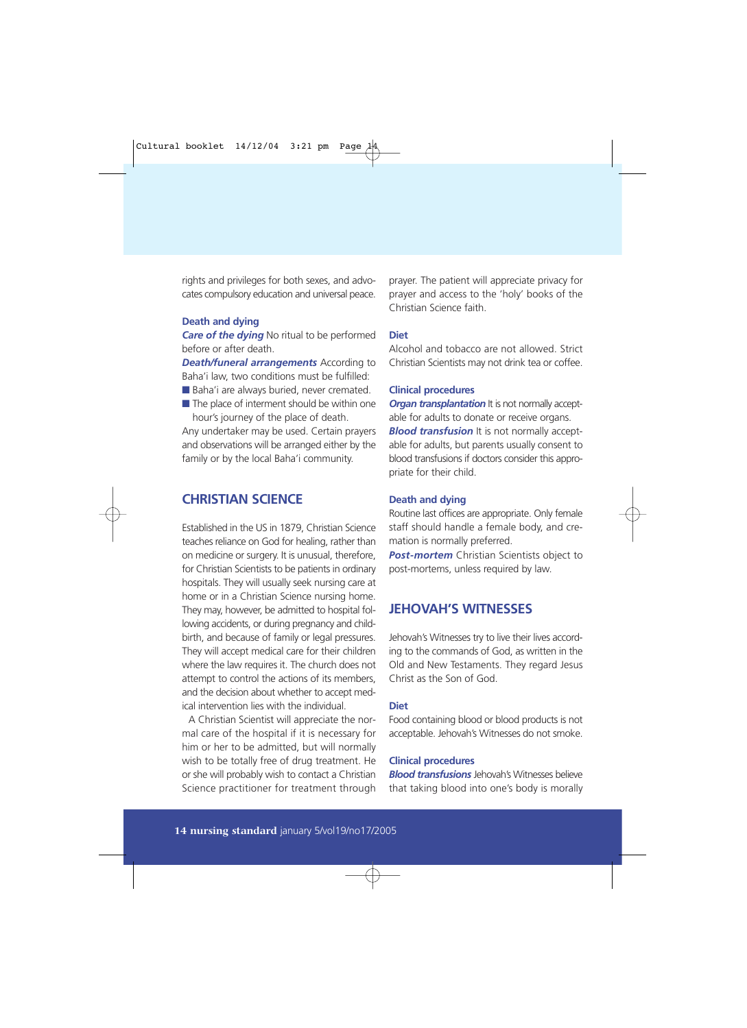rights and privileges for both sexes, and advocates compulsory education and universal peace.

### Death and dying

***Care of the dying*** No ritual to be performed before or after death.

***Death/funeral arrangements*** According to Baha'i law, two conditions must be fulfilled:

- Baha'i are always buried, never cremated.
- The place of interment should be within one hour's journey of the place of death.

Any undertaker may be used. Certain prayers and observations will be arranged either by the family or by the local Baha'i community.

## CHRISTIAN SCIENCE

Established in the US in 1879, Christian Science teaches reliance on God for healing, rather than on medicine or surgery. It is unusual, therefore, for Christian Scientists to be patients in ordinary hospitals. They will usually seek nursing care at home or in a Christian Science nursing home. They may, however, be admitted to hospital following accidents, or during pregnancy and childbirth, and because of family or legal pressures. They will accept medical care for their children where the law requires it. The church does not attempt to control the actions of its members, and the decision about whether to accept medical intervention lies with the individual.

A Christian Scientist will appreciate the normal care of the hospital if it is necessary for him or her to be admitted, but will normally wish to be totally free of drug treatment. He or she will probably wish to contact a Christian Science practitioner for treatment through prayer. The patient will appreciate privacy for prayer and access to the 'holy' books of the Christian Science faith.

### Diet

Alcohol and tobacco are not allowed. Strict Christian Scientists may not drink tea or coffee.

### Clinical procedures

***Organ transplantation*** It is not normally acceptable for adults to donate or receive organs.

***Blood transfusion*** It is not normally acceptable for adults, but parents usually consent to blood transfusions if doctors consider this appropriate for their child.

### Death and dying

Routine last offices are appropriate. Only female staff should handle a female body, and cremation is normally preferred.

***Post-mortem*** Christian Scientists object to post-mortems, unless required by law.

## JEHOVAH'S WITNESSES

Jehovah's Witnesses try to live their lives according to the commands of God, as written in the Old and New Testaments. They regard Jesus Christ as the Son of God.

### Diet

Food containing blood or blood products is not acceptable. Jehovah's Witnesses do not smoke.

### Clinical procedures

***Blood transfusions*** Jehovah's Witnesses believe that taking blood into one's body is morally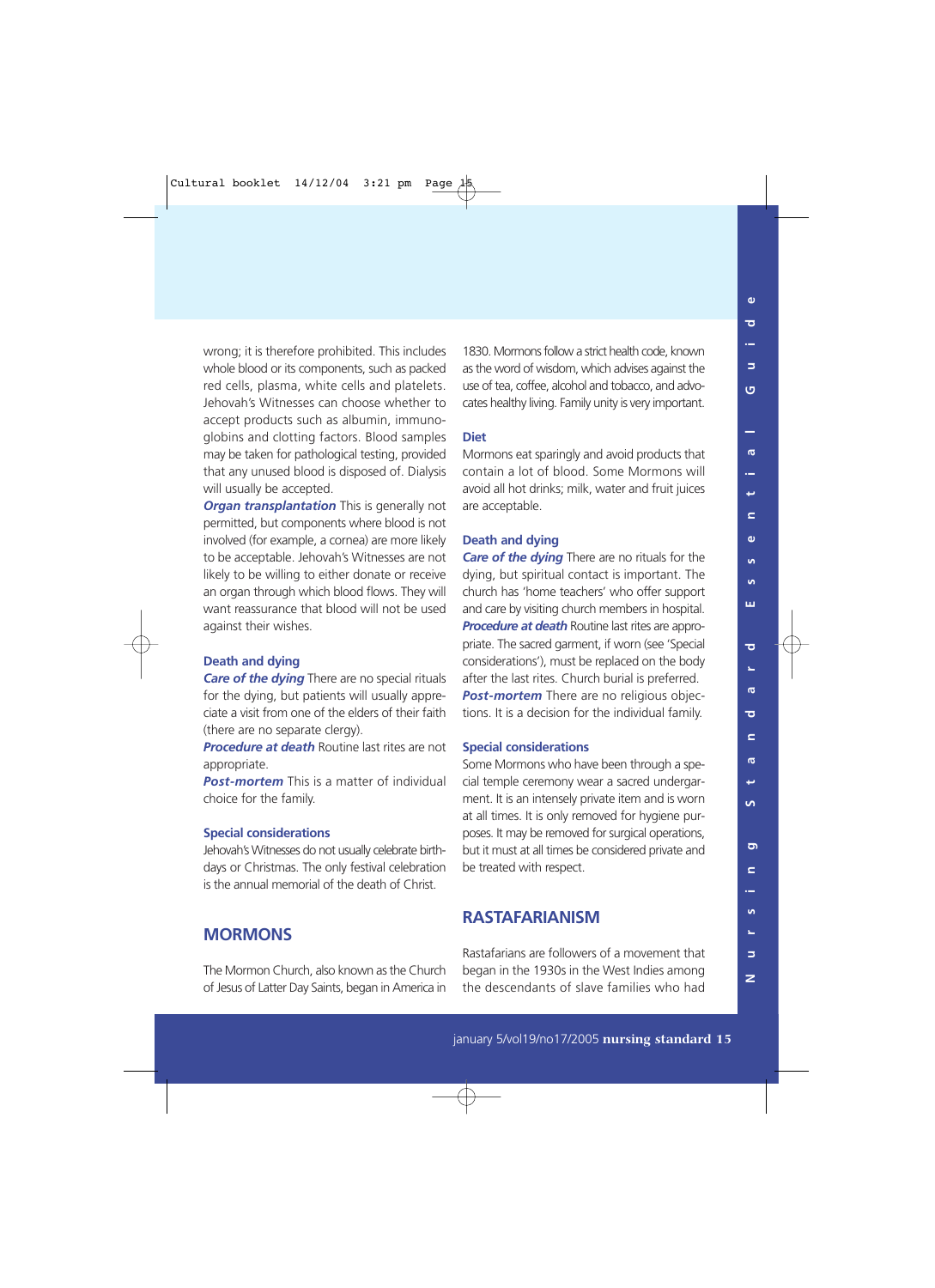wrong; it is therefore prohibited. This includes whole blood or its components, such as packed red cells, plasma, white cells and platelets. Jehovah's Witnesses can choose whether to accept products such as albumin, immunoglobins and clotting factors. Blood samples may be taken for pathological testing, provided that any unused blood is disposed of. Dialysis will usually be accepted.

***Organ transplantation*** This is generally not permitted, but components where blood is not involved (for example, a cornea) are more likely to be acceptable. Jehovah's Witnesses are not likely to be willing to either donate or receive an organ through which blood flows. They will want reassurance that blood will not be used against their wishes.

### Death and dying

***Care of the dying*** There are no special rituals for the dying, but patients will usually appreciate a visit from one of the elders of their faith (there are no separate clergy).

***Procedure at death*** Routine last rites are not appropriate.

***Post-mortem*** This is a matter of individual choice for the family.

### Special considerations

Jehovah's Witnesses do not usually celebrate birthdays or Christmas. The only festival celebration is the annual memorial of the death of Christ.

## MORMONS

The Mormon Church, also known as the Church of Jesus of Latter Day Saints, began in America in 1830. Mormons follow a strict health code, known as the word of wisdom, which advises against the use of tea, coffee, alcohol and tobacco, and advocates healthy living. Family unity is very important.

### Diet

Mormons eat sparingly and avoid products that contain a lot of blood. Some Mormons will avoid all hot drinks; milk, water and fruit juices are acceptable.

### Death and dying

***Care of the dying*** There are no rituals for the dying, but spiritual contact is important. The church has 'home teachers' who offer support and care by visiting church members in hospital.

***Procedure at death*** Routine last rites are appropriate. The sacred garment, if worn (see 'Special considerations'), must be replaced on the body after the last rites. Church burial is preferred.

***Post-mortem*** There are no religious objections. It is a decision for the individual family.

### Special considerations

Some Mormons who have been through a special temple ceremony wear a sacred undergarment. It is an intensely private item and is worn at all times. It is only removed for hygiene purposes. It may be removed for surgical operations, but it must at all times be considered private and be treated with respect.

## RASTAFARIANISM

Rastafarians are followers of a movement that began in the 1930s in the West Indies among the descendants of slave families who had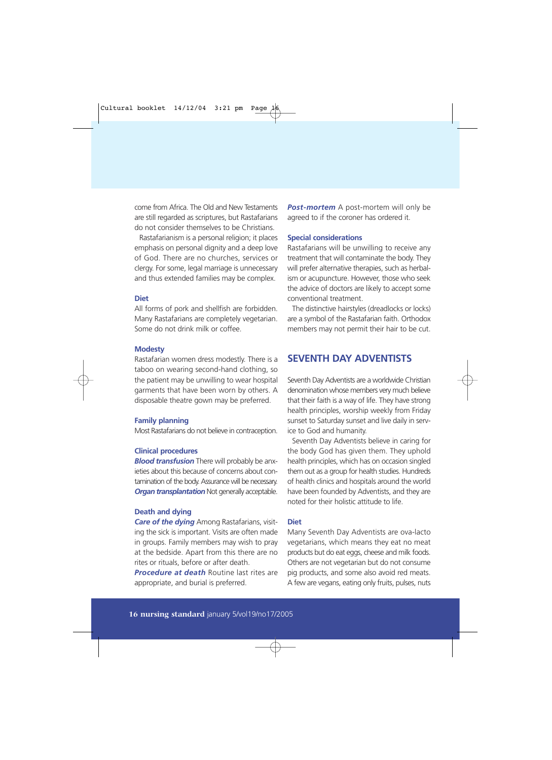come from Africa. The Old and New Testaments are still regarded as scriptures, but Rastafarians do not consider themselves to be Christians.

Rastafarianism is a personal religion; it places emphasis on personal dignity and a deep love of God. There are no churches, services or clergy. For some, legal marriage is unnecessary and thus extended families may be complex.

### Diet

All forms of pork and shellfish are forbidden. Many Rastafarians are completely vegetarian. Some do not drink milk or coffee.

### Modesty

Rastafarian women dress modestly. There is a taboo on wearing second-hand clothing, so the patient may be unwilling to wear hospital garments that have been worn by others. A disposable theatre gown may be preferred.

### Family planning

Most Rastafarians do not believe in contraception.

### Clinical procedures

***Blood transfusion*** There will probably be anxieties about this because of concerns about contamination of the body. Assurance will be necessary.
***Organ transplantation*** Not generally acceptable.

### Death and dying

***Care of the dying*** Among Rastafarians, visiting the sick is important. Visits are often made in groups. Family members may wish to pray at the bedside. Apart from this there are no rites or rituals, before or after death.
***Procedure at death*** Routine last rites are appropriate, and burial is preferred.
***Post-mortem*** A post-mortem will only be agreed to if the coroner has ordered it.

### Special considerations

Rastafarians will be unwilling to receive any treatment that will contaminate the body. They will prefer alternative therapies, such as herbalism or acupuncture. However, those who seek the advice of doctors are likely to accept some conventional treatment.

The distinctive hairstyles (dreadlocks or locks) are a symbol of the Rastafarian faith. Orthodox members may not permit their hair to be cut.

## SEVENTH DAY ADVENTISTS

Seventh Day Adventists are a worldwide Christian denomination whose members very much believe that their faith is a way of life. They have strong health principles, worship weekly from Friday sunset to Saturday sunset and live daily in service to God and humanity.

Seventh Day Adventists believe in caring for the body God has given them. They uphold health principles, which has on occasion singled them out as a group for health studies. Hundreds of health clinics and hospitals around the world have been founded by Adventists, and they are noted for their holistic attitude to life.

### Diet

Many Seventh Day Adventists are ova-lacto vegetarians, which means they eat no meat products but do eat eggs, cheese and milk foods. Others are not vegetarian but do not consume pig products, and some also avoid red meats. A few are vegans, eating only fruits, pulses, nuts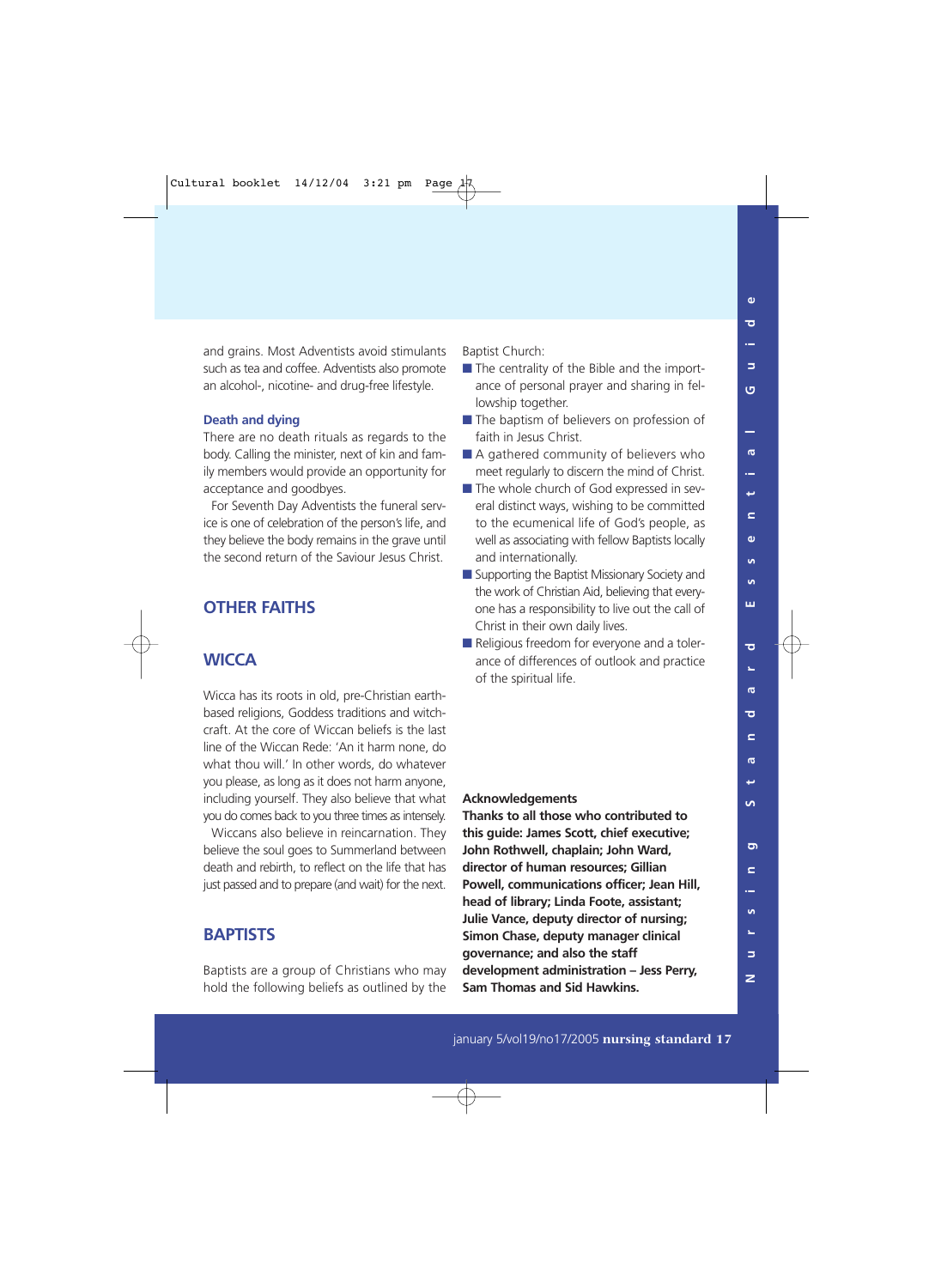and grains. Most Adventists avoid stimulants such as tea and coffee. Adventists also promote an alcohol-, nicotine- and drug-free lifestyle.

### Death and dying

There are no death rituals as regards to the body. Calling the minister, next of kin and family members would provide an opportunity for acceptance and goodbyes.

For Seventh Day Adventists the funeral service is one of celebration of the person's life, and they believe the body remains in the grave until the second return of the Saviour Jesus Christ.

# OTHER FAITHS

## WICCA

Wicca has its roots in old, pre-Christian earth-based religions, Goddess traditions and witchcraft. At the core of Wiccan beliefs is the last line of the Wiccan Rede: 'An it harm none, do what thou will.' In other words, do whatever you please, as long as it does not harm anyone, including yourself. They also believe that what you do comes back to you three times as intensely.

Wiccans also believe in reincarnation. They believe the soul goes to Summerland between death and rebirth, to reflect on the life that has just passed and to prepare (and wait) for the next.

## BAPTISTS

Baptists are a group of Christians who may hold the following beliefs as outlined by the Baptist Church:

- The centrality of the Bible and the importance of personal prayer and sharing in fellowship together.
- The baptism of believers on profession of faith in Jesus Christ.
- A gathered community of believers who meet regularly to discern the mind of Christ.
- The whole church of God expressed in several distinct ways, wishing to be committed to the ecumenical life of God's people, as well as associating with fellow Baptists locally and internationally.
- Supporting the Baptist Missionary Society and the work of Christian Aid, believing that everyone has a responsibility to live out the call of Christ in their own daily lives.
- Religious freedom for everyone and a tolerance of differences of outlook and practice of the spiritual life.

**Acknowledgements**

**Thanks to all those who contributed to this guide: James Scott, chief executive; John Rothwell, chaplain; John Ward, director of human resources; Gillian Powell, communications officer; Jean Hill, head of library; Linda Foote, assistant; Julie Vance, deputy director of nursing; Simon Chase, deputy manager clinical governance; and also the staff development administration – Jess Perry, Sam Thomas and Sid Hawkins.**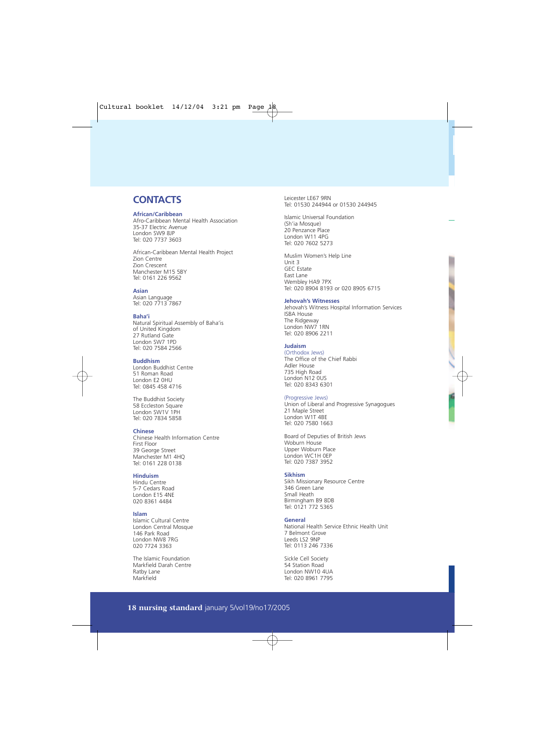# CONTACTS

### African/Caribbean

Afro-Caribbean Mental Health Association
35-37 Electric Avenue
London SW9 8JP
Tel: 020 7737 3603

African-Caribbean Mental Health Project
Zion Centre
Zion Crescent
Manchester M15 5BY
Tel: 0161 226 9562

### Asian

Asian Language
Tel: 020 7713 7867

### Baha'i

Natural Spiritual Assembly of Baha'is of United Kingdom
27 Rutland Gate
London SW7 1PD
Tel: 020 7584 2566

### Buddhism

London Buddhist Centre
51 Roman Road
London E2 0HU
Tel: 0845 458 4716

The Buddhist Society
58 Eccleston Square
London SW1V 1PH
Tel: 020 7834 5858

### Chinese

Chinese Health Information Centre
First Floor
39 George Street
Manchester M1 4HQ
Tel: 0161 228 0138

### Hinduism

Hindu Centre
5-7 Cedars Road
London E15 4NE
020 8361 4484

### Islam

Islamic Cultural Centre
London Central Mosque
146 Park Road
London NW8 7RG
020 7724 3363

The Islamic Foundation
Markfield Darah Centre
Ratby Lane
Markfield
Leicester LE67 9RN
Tel: 01530 244944 or 01530 244945

Islamic Universal Foundation
(Sh'ia Mosque)
20 Penzance Place
London W11 4PG
Tel: 020 7602 5273

Muslim Women's Help Line
Unit 3
GEC Estate
East Lane
Wembley HA9 7PX
Tel: 020 8904 8193 or 020 8905 6715

### Jehovah's Witnesses

Jehovah's Witness Hospital Information Services
ISBA House
The Ridgeway
London NW7 1RN
Tel: 020 8906 2211

### Judaism

(Orthodox Jews)
The Office of the Chief Rabbi
Adler House
735 High Road
London N12 0US
Tel: 020 8343 6301

(Progressive Jews)
Union of Liberal and Progressive Synagogues
21 Maple Street
London W1T 4BE
Tel: 020 7580 1663

Board of Deputies of British Jews
Woburn House
Upper Woburn Place
London WC1H 0EP
Tel: 020 7387 3952

### Sikhism

Sikh Missionary Resource Centre
346 Green Lane
Small Heath
Birmingham B9 8DB
Tel: 0121 772 5365

### General

National Health Service Ethnic Health Unit
7 Belmont Grove
Leeds LS2 9NP
Tel: 0113 246 7336

Sickle Cell Society
54 Station Road
London NW10 4UA
Tel: 020 8961 7795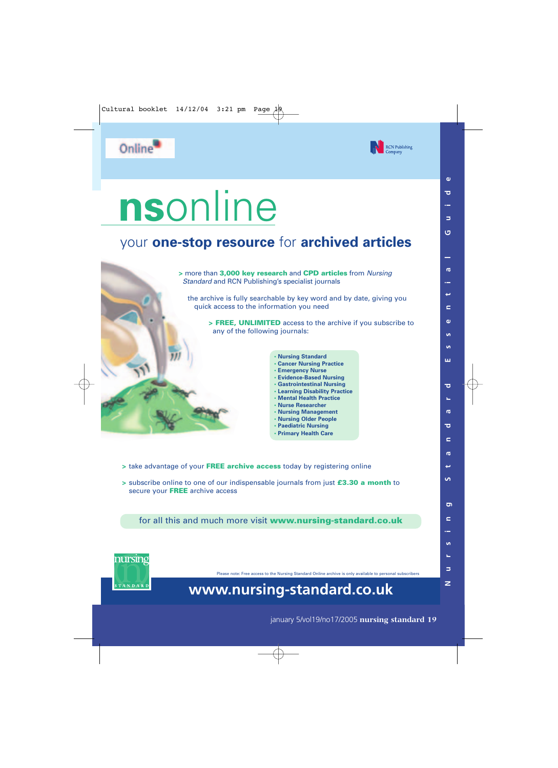Online

RCN Publishing Company

# nsonline

## your **one-stop resource** for **archived articles**

> more than **3,000 key research** and **CPD articles** from *Nursing Standard* and RCN Publishing's specialist journals

the archive is fully searchable by key word and by date, giving you quick access to the information you need

> **FREE, UNLIMITED** access to the archive if you subscribe to any of the following journals:

- **Nursing Standard**
- **Cancer Nursing Practice**
- **Emergency Nurse**
- **Evidence-Based Nursing**
- **Gastrointestinal Nursing**
- **Learning Disability Practice**
- **Mental Health Practice**
- **Nurse Researcher**
- **Nursing Management**
- **Nursing Older People**
- **Paediatric Nursing**
- **Primary Health Care**

> take advantage of your **FREE archive access** today by registering online

> subscribe online to one of our indispensable journals from just **£3.30 a month** to secure your **FREE** archive access

for all this and much more visit **www.nursing-standard.co.uk**

nursing STANDARD

Please note: Free access to the Nursing Standard Online archive is only available to personal subscribers

**www.nursing-standard.co.uk**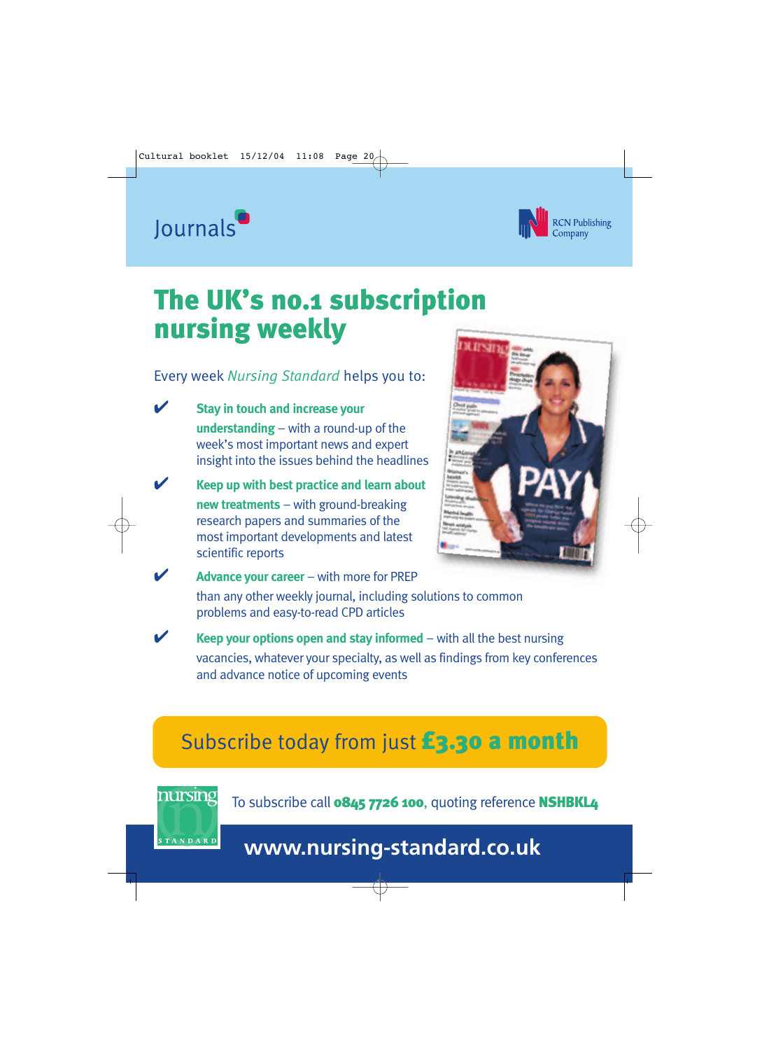Journals

RCN Publishing Company

# The UK's no.1 subscription nursing weekly

Every week *Nursing Standard* helps you to:

- ✔ **Stay in touch and increase your understanding** – with a round-up of the week's most important news and expert insight into the issues behind the headlines
- ✔ **Keep up with best practice and learn about new treatments** – with ground-breaking research papers and summaries of the most important developments and latest scientific reports
- ✔ **Advance your career** – with more for PREP than any other weekly journal, including solutions to common problems and easy-to-read CPD articles
- ✔ **Keep your options open and stay informed** – with all the best nursing vacancies, whatever your specialty, as well as findings from key conferences and advance notice of upcoming events

## Subscribe today from just **£3.30 a month**

nursing STANDARD

To subscribe call **0845 7726 100**, quoting reference **NSHBKL4**

**www.nursing-standard.co.uk**